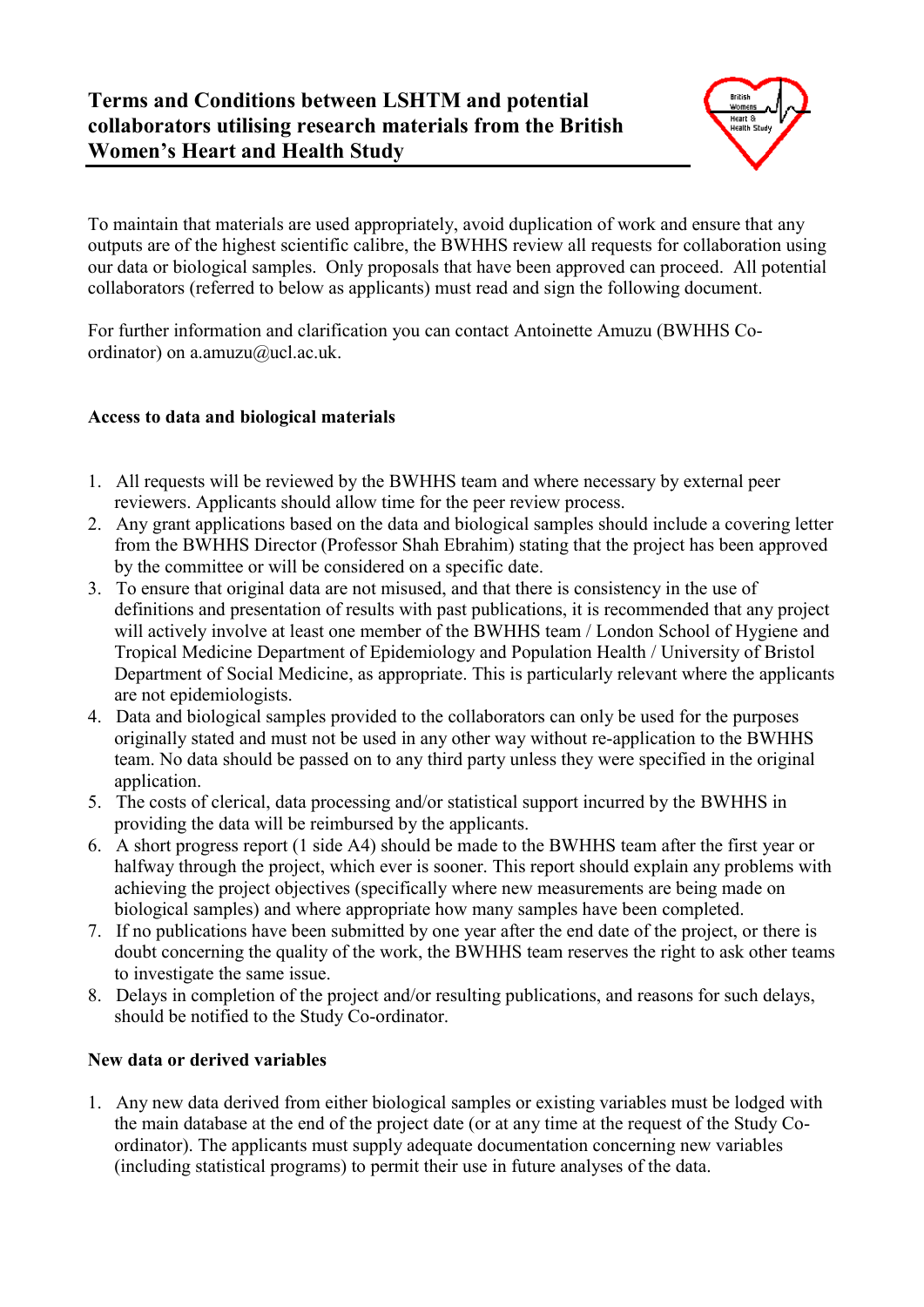# Terms and Conditions between LSHTM and potential collaborators utilising research materials from the British Women's Heart and Health Study

To maintain that materials are used appropriately, avoid duplication of work and ensure that any outputs are of the highest scientific calibre, the BWHHS review all requests for collaboration using our data or biological samples. Only proposals that have been approved can proceed. All potential collaborators (referred to below as applicants) must read and sign the following document.

For further information and clarification you can contact Antoinette Amuzu (BWHHS Co-ordinator) on a.amuzu@ucl.ac.uk.

### Access to data and biological materials

1. All requests will be reviewed by the BWHHS team and where necessary by external peer reviewers. Applicants should allow time for the peer review process.
2. Any grant applications based on the data and biological samples should include a covering letter from the BWHHS Director (Professor Shah Ebrahim) stating that the project has been approved by the committee or will be considered on a specific date.
3. To ensure that original data are not misused, and that there is consistency in the use of definitions and presentation of results with past publications, it is recommended that any project will actively involve at least one member of the BWHHS team / London School of Hygiene and Tropical Medicine Department of Epidemiology and Population Health / University of Bristol Department of Social Medicine, as appropriate. This is particularly relevant where the applicants are not epidemiologists.
4. Data and biological samples provided to the collaborators can only be used for the purposes originally stated and must not be used in any other way without re-application to the BWHHS team. No data should be passed on to any third party unless they were specified in the original application.
5. The costs of clerical, data processing and/or statistical support incurred by the BWHHS in providing the data will be reimbursed by the applicants.
6. A short progress report (1 side A4) should be made to the BWHHS team after the first year or halfway through the project, which ever is sooner. This report should explain any problems with achieving the project objectives (specifically where new measurements are being made on biological samples) and where appropriate how many samples have been completed.
7. If no publications have been submitted by one year after the end date of the project, or there is doubt concerning the quality of the work, the BWHHS team reserves the right to ask other teams to investigate the same issue.
8. Delays in completion of the project and/or resulting publications, and reasons for such delays, should be notified to the Study Co-ordinator.

### New data or derived variables

1. Any new data derived from either biological samples or existing variables must be lodged with the main database at the end of the project date (or at any time at the request of the Study Co-ordinator). The applicants must supply adequate documentation concerning new variables (including statistical programs) to permit their use in future analyses of the data.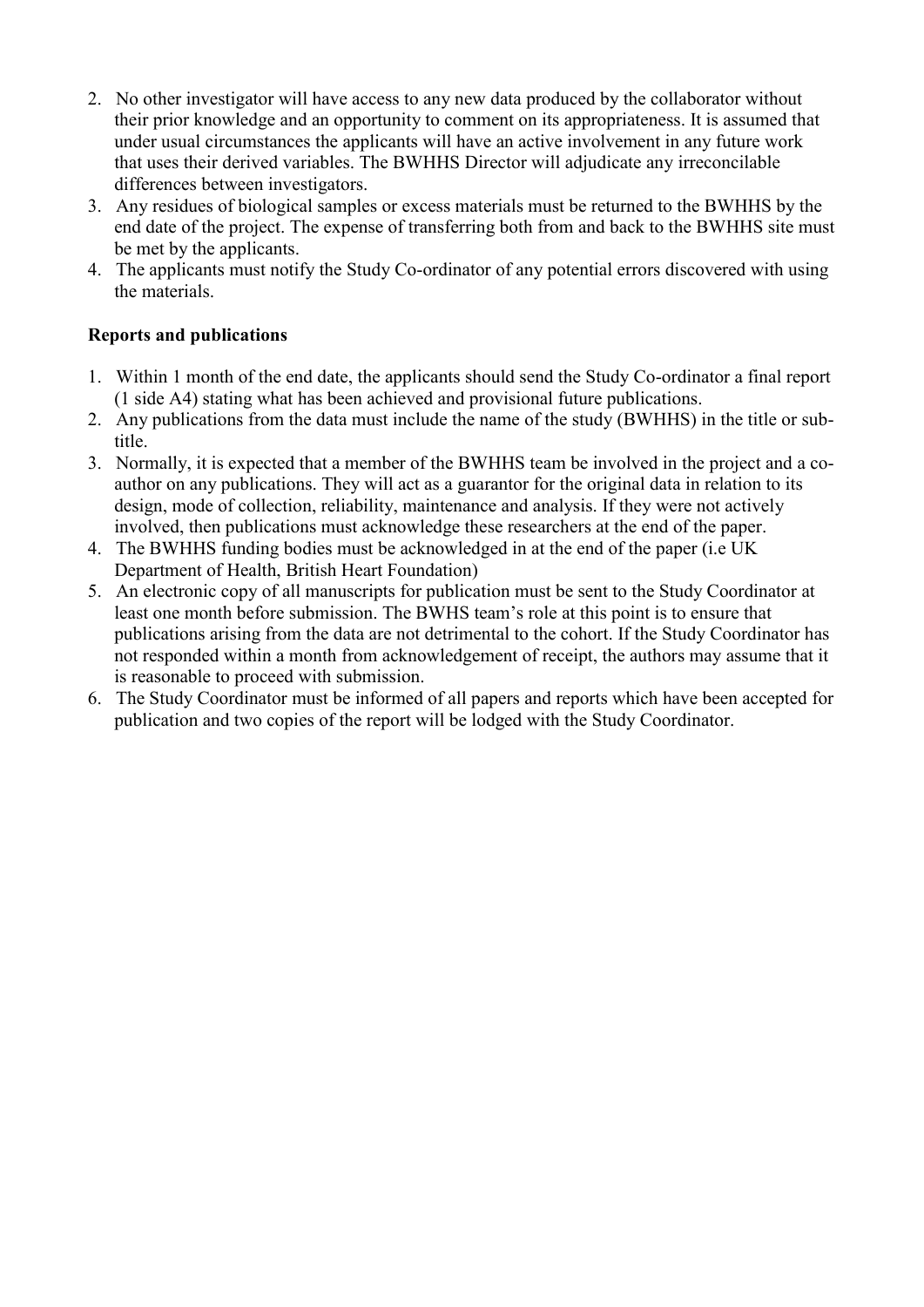2. No other investigator will have access to any new data produced by the collaborator without their prior knowledge and an opportunity to comment on its appropriateness. It is assumed that under usual circumstances the applicants will have an active involvement in any future work that uses their derived variables. The BWHHS Director will adjudicate any irreconcilable differences between investigators.
3. Any residues of biological samples or excess materials must be returned to the BWHHS by the end date of the project. The expense of transferring both from and back to the BWHHS site must be met by the applicants.
4. The applicants must notify the Study Co-ordinator of any potential errors discovered with using the materials.

**Reports and publications**

1. Within 1 month of the end date, the applicants should send the Study Co-ordinator a final report (1 side A4) stating what has been achieved and provisional future publications.
2. Any publications from the data must include the name of the study (BWHHS) in the title or sub-title.
3. Normally, it is expected that a member of the BWHHS team be involved in the project and a co-author on any publications. They will act as a guarantor for the original data in relation to its design, mode of collection, reliability, maintenance and analysis. If they were not actively involved, then publications must acknowledge these researchers at the end of the paper.
4. The BWHHS funding bodies must be acknowledged in at the end of the paper (i.e UK Department of Health, British Heart Foundation)
5. An electronic copy of all manuscripts for publication must be sent to the Study Coordinator at least one month before submission. The BWHS team's role at this point is to ensure that publications arising from the data are not detrimental to the cohort. If the Study Coordinator has not responded within a month from acknowledgement of receipt, the authors may assume that it is reasonable to proceed with submission.
6. The Study Coordinator must be informed of all papers and reports which have been accepted for publication and two copies of the report will be lodged with the Study Coordinator.